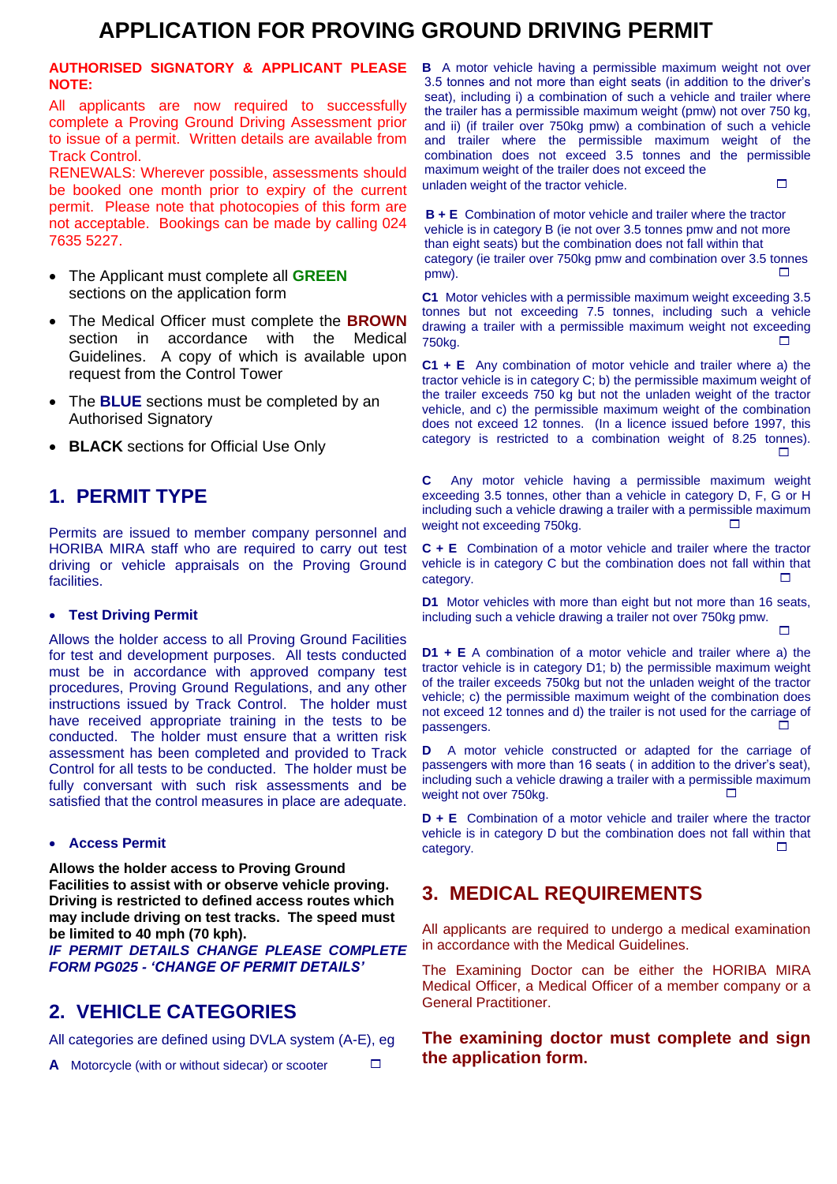# APPLICATION FOR PROVING GROUND DRIVING PERMIT

**AUTHORISED SIGNATORY & APPLICANT PLEASE NOTE:**

All applicants are now required to successfully complete a Proving Ground Driving Assessment prior to issue of a permit. Written details are available from Track Control.

RENEWALS: Wherever possible, assessments should be booked one month prior to expiry of the current permit. Please note that photocopies of this form are not acceptable. Bookings can be made by calling 024 7635 5227.

- The Applicant must complete all **GREEN** sections on the application form
- The Medical Officer must complete the **BROWN** section in accordance with the Medical Guidelines. A copy of which is available upon request from the Control Tower
- The **BLUE** sections must be completed by an Authorised Signatory
- **BLACK** sections for Official Use Only

## 1. PERMIT TYPE

Permits are issued to member company personnel and HORIBA MIRA staff who are required to carry out test driving or vehicle appraisals on the Proving Ground facilities.

- **Test Driving Permit**

Allows the holder access to all Proving Ground Facilities for test and development purposes. All tests conducted must be in accordance with approved company test procedures, Proving Ground Regulations, and any other instructions issued by Track Control. The holder must have received appropriate training in the tests to be conducted. The holder must ensure that a written risk assessment has been completed and provided to Track Control for all tests to be conducted. The holder must be fully conversant with such risk assessments and be satisfied that the control measures in place are adequate.

- **Access Permit**

**Allows the holder access to Proving Ground Facilities to assist with or observe vehicle proving. Driving is restricted to defined access routes which may include driving on test tracks. The speed must be limited to 40 mph (70 kph).**

***IF PERMIT DETAILS CHANGE PLEASE COMPLETE FORM PG025 - 'CHANGE OF PERMIT DETAILS'***

## 2. VEHICLE CATEGORIES

All categories are defined using DVLA system (A-E), eg

**A** Motorcycle (with or without sidecar) or scooter ☐

**B** A motor vehicle having a permissible maximum weight not over 3.5 tonnes and not more than eight seats (in addition to the driver's seat), including i) a combination of such a vehicle and trailer where the trailer has a permissible maximum weight (pmw) not over 750 kg, and ii) (if trailer over 750kg pmw) a combination of such a vehicle and trailer where the permissible maximum weight of the combination does not exceed 3.5 tonnes and the permissible maximum weight of the trailer does not exceed the unladen weight of the tractor vehicle. ☐

**B + E** Combination of motor vehicle and trailer where the tractor vehicle is in category B (ie not over 3.5 tonnes pmw and not more than eight seats) but the combination does not fall within that category (ie trailer over 750kg pmw and combination over 3.5 tonnes pmw). ☐

**C1** Motor vehicles with a permissible maximum weight exceeding 3.5 tonnes but not exceeding 7.5 tonnes, including such a vehicle drawing a trailer with a permissible maximum weight not exceeding 750kg. ☐

**C1 + E** Any combination of motor vehicle and trailer where a) the tractor vehicle is in category C; b) the permissible maximum weight of the trailer exceeds 750 kg but not the unladen weight of the tractor vehicle, and c) the permissible maximum weight of the combination does not exceed 12 tonnes. (In a licence issued before 1997, this category is restricted to a combination weight of 8.25 tonnes). ☐

**C** Any motor vehicle having a permissible maximum weight exceeding 3.5 tonnes, other than a vehicle in category D, F, G or H including such a vehicle drawing a trailer with a permissible maximum weight not exceeding 750kg. ☐

**C + E** Combination of a motor vehicle and trailer where the tractor vehicle is in category C but the combination does not fall within that category. ☐

**D1** Motor vehicles with more than eight but not more than 16 seats, including such a vehicle drawing a trailer not over 750kg pmw. ☐

**D1 + E** A combination of a motor vehicle and trailer where a) the tractor vehicle is in category D1; b) the permissible maximum weight of the trailer exceeds 750kg but not the unladen weight of the tractor vehicle; c) the permissible maximum weight of the combination does not exceed 12 tonnes and d) the trailer is not used for the carriage of passengers. ☐

**D** A motor vehicle constructed or adapted for the carriage of passengers with more than 16 seats ( in addition to the driver's seat), including such a vehicle drawing a trailer with a permissible maximum weight not over 750kg. ☐

**D + E** Combination of a motor vehicle and trailer where the tractor vehicle is in category D but the combination does not fall within that category. ☐

## 3. MEDICAL REQUIREMENTS

All applicants are required to undergo a medical examination in accordance with the Medical Guidelines.

The Examining Doctor can be either the HORIBA MIRA Medical Officer, a Medical Officer of a member company or a General Practitioner.

**The examining doctor must complete and sign the application form.**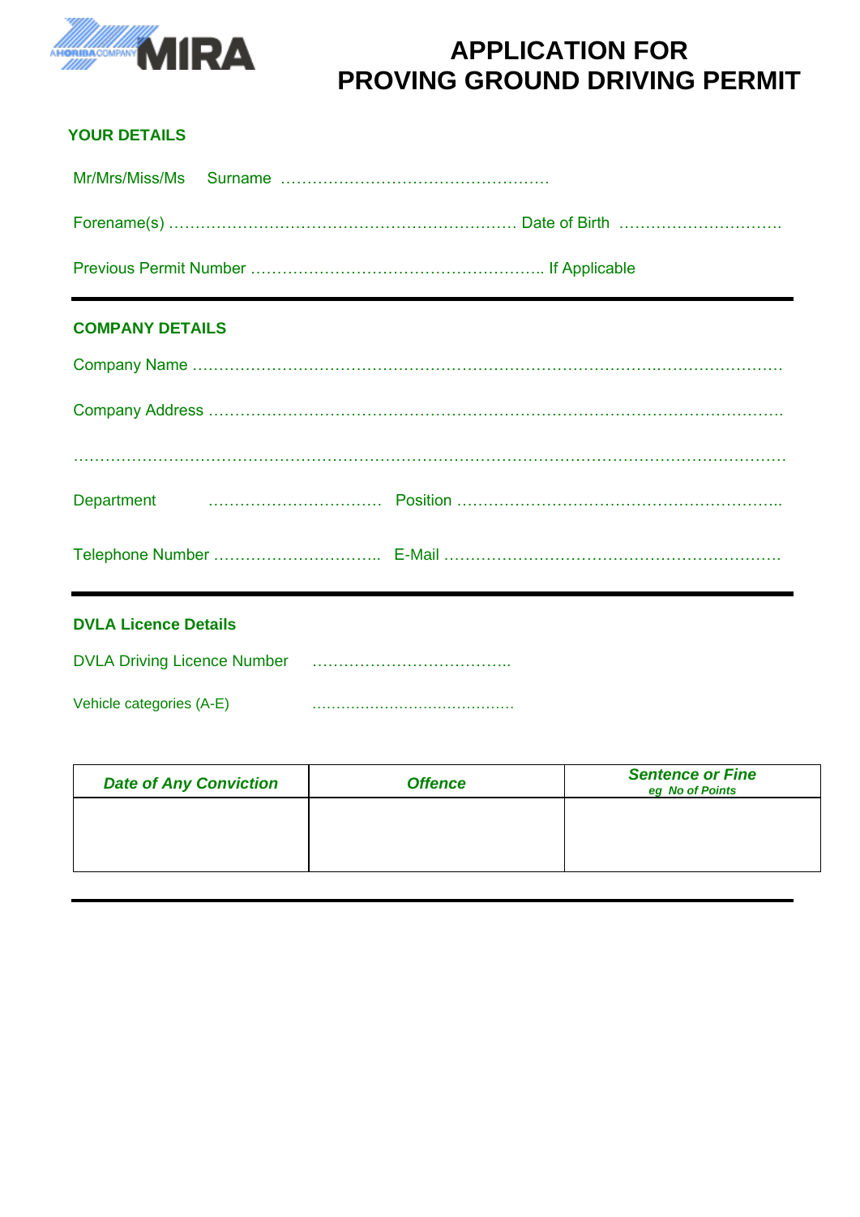MIRA

# APPLICATION FOR PROVING GROUND DRIVING PERMIT

## YOUR DETAILS

Mr/Mrs/Miss/Ms    Surname ……………………………………………

Forename(s) ………………………………………………………… Date of Birth …………………………

Previous Permit Number ……………………………………………….. If Applicable

---

## COMPANY DETAILS

Company Name ………………………………………………………………………….…………………

Company Address ……………………………………………………………………………………….

…………………………………………………………………………………………………………………

Department    …………………………… Position ……………………………………………………..

Telephone Number ………………………….. E-Mail ………………………………………………………

---

## DVLA Licence Details

DVLA Driving Licence Number    ………………………………..

Vehicle categories (A-E)    ……………………………………

| *Date of Any Conviction* | *Offence* | *Sentence or Fine* *eg No of Points* |
|---|---|---|
| | | |

---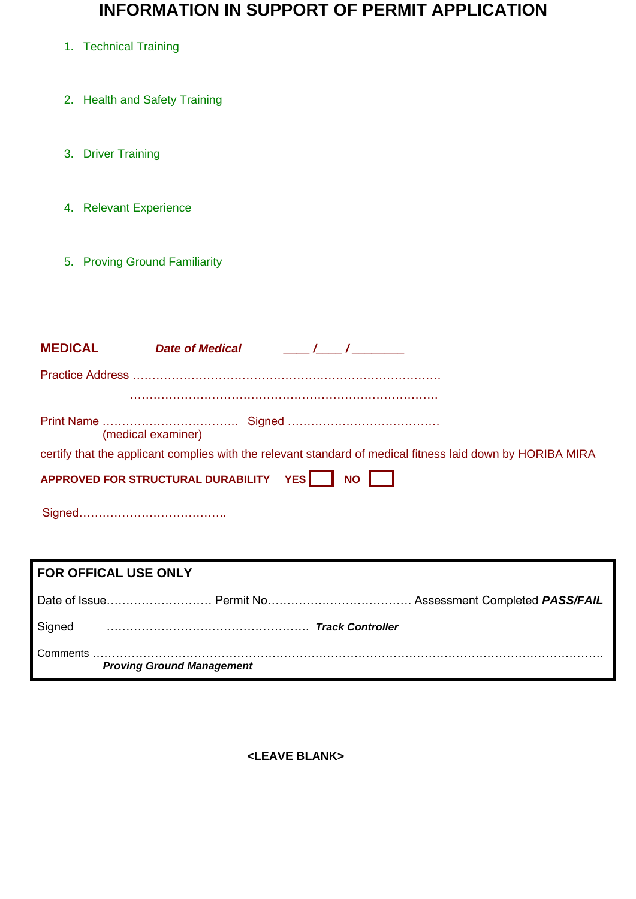# INFORMATION IN SUPPORT OF PERMIT APPLICATION

1. Technical Training

2. Health and Safety Training

3. Driver Training

4. Relevant Experience

5. Proving Ground Familiarity

**MEDICAL** ***Date of Medical*** ____ /____ /________

Practice Address ……………………………………………………………………

……………………………………………………………………

Print Name …………………………….. Signed …………………………………
(medical examiner)

certify that the applicant complies with the relevant standard of medical fitness laid down by HORIBA MIRA

**APPROVED FOR STRUCTURAL DURABILITY** **YES** ☐ **NO** ☐

Signed………………………………..

**FOR OFFICAL USE ONLY**

Date of Issue……………………… Permit No……………………………… Assessment Completed ***PASS/FAIL***

Signed …………………………………………… ***Track Controller***

Comments ……………………………………………………………………………………………………………
***Proving Ground Management***

**<LEAVE BLANK>**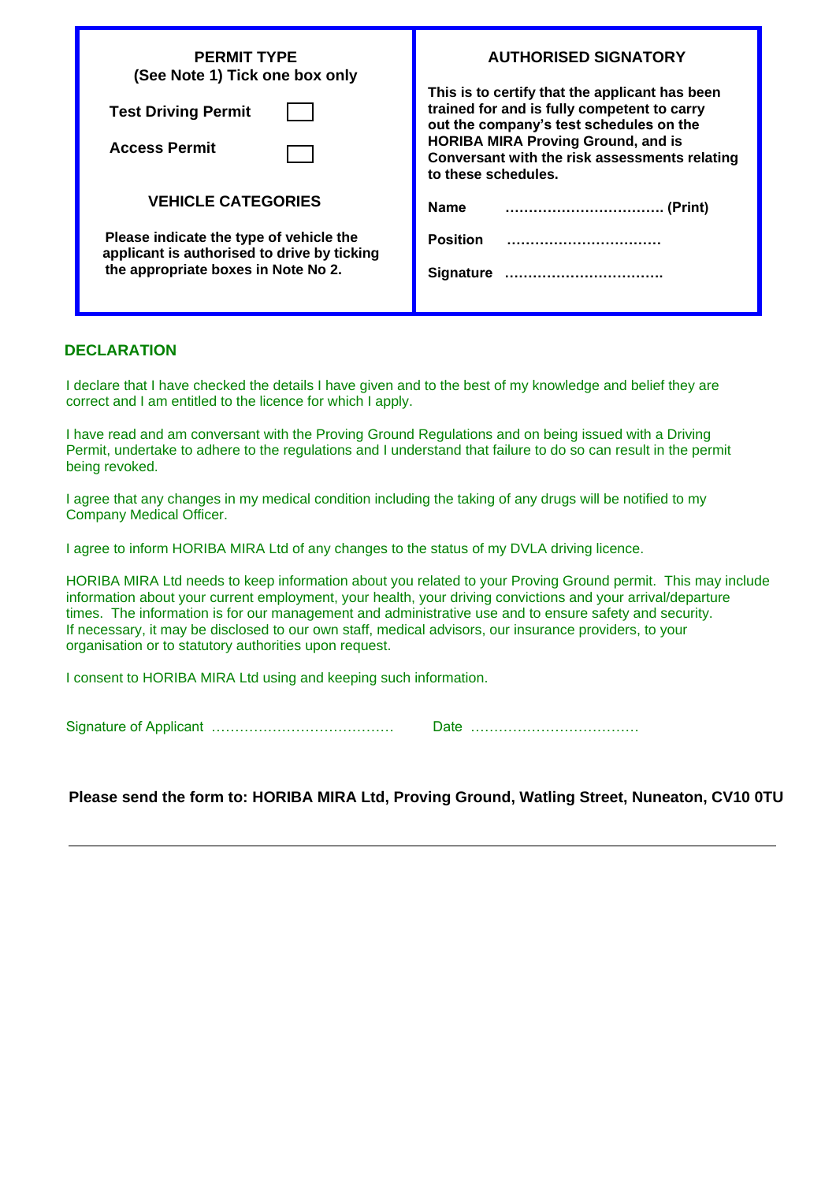| PERMIT TYPE (See Note 1) Tick one box only | AUTHORISED SIGNATORY |
|---|---|
| **Test Driving Permit** ☐ | **This is to certify that the applicant has been trained for and is fully competent to carry out the company's test schedules on the HORIBA MIRA Proving Ground, and is Conversant with the risk assessments relating to these schedules.** |
| **Access Permit** ☐ | **Name** ……………………………. **(Print)** |
| **VEHICLE CATEGORIES** | **Position** ……………………………. |
| **Please indicate the type of vehicle the applicant is authorised to drive by ticking the appropriate boxes in Note No 2.** | **Signature** ……………………………. |

## DECLARATION

I declare that I have checked the details I have given and to the best of my knowledge and belief they are correct and I am entitled to the licence for which I apply.

I have read and am conversant with the Proving Ground Regulations and on being issued with a Driving Permit, undertake to adhere to the regulations and I understand that failure to do so can result in the permit being revoked.

I agree that any changes in my medical condition including the taking of any drugs will be notified to my Company Medical Officer.

I agree to inform HORIBA MIRA Ltd of any changes to the status of my DVLA driving licence.

HORIBA MIRA Ltd needs to keep information about you related to your Proving Ground permit. This may include information about your current employment, your health, your driving convictions and your arrival/departure times. The information is for our management and administrative use and to ensure safety and security. If necessary, it may be disclosed to our own staff, medical advisors, our insurance providers, to your organisation or to statutory authorities upon request.

I consent to HORIBA MIRA Ltd using and keeping such information.

Signature of Applicant ………………………………… Date ………………………………

**Please send the form to: HORIBA MIRA Ltd, Proving Ground, Watling Street, Nuneaton, CV10 0TU**